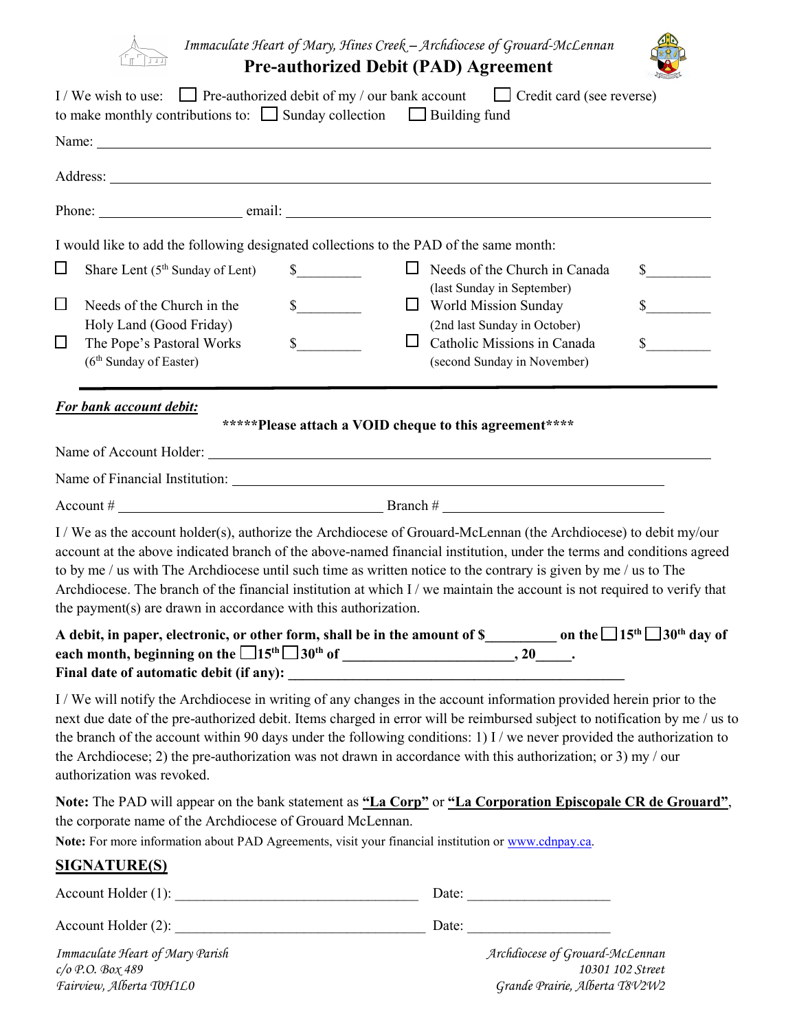*Immaculate Heart of Mary, Hines Creek – Archdiocese of Grouard-McLennan*

# Pre-authorized Debit (PAD) Agreement

I / We wish to use: ☐ Pre-authorized debit of my / our bank account ☐ Credit card (see reverse)
to make monthly contributions to: ☐ Sunday collection ☐ Building fund

Name: ______________________________________________________________

Address: ______________________________________________________________

Phone: ____________________ email: ________________________________________

I would like to add the following designated collections to the PAD of the same month:

| | | | | | |
|---|---|---|---|---|---|
| ☐ | Share Lent (5th Sunday of Lent) | $________ | ☐ | Needs of the Church in Canada (last Sunday in September) | $________ |
| ☐ | Needs of the Church in the Holy Land (Good Friday) | $________ | ☐ | World Mission Sunday (2nd last Sunday in October) | $________ |
| ☐ | The Pope's Pastoral Works (6th Sunday of Easter) | $________ | ☐ | Catholic Missions in Canada (second Sunday in November) | $________ |

***For bank account debit:***

**\*\*\*\*\*Please attach a VOID cheque to this agreement\*\*\*\***

Name of Account Holder: ______________________________________________________

Name of Financial Institution: _________________________________________________

Account # ____________________________ Branch # ___________________________

I / We as the account holder(s), authorize the Archdiocese of Grouard-McLennan (the Archdiocese) to debit my/our account at the above indicated branch of the above-named financial institution, under the terms and conditions agreed to by me / us with The Archdiocese until such time as written notice to the contrary is given by me / us to The Archdiocese. The branch of the financial institution at which I / we maintain the account is not required to verify that the payment(s) are drawn in accordance with this authorization.

**A debit, in paper, electronic, or other form, shall be in the amount of $__________ on the ☐15th ☐30th day of each month, beginning on the ☐15th ☐30th of _______________________, 20_____.**
**Final date of automatic debit (if any): _______________________________________________**

I / We will notify the Archdiocese in writing of any changes in the account information provided herein prior to the next due date of the pre-authorized debit. Items charged in error will be reimbursed subject to notification by me / us to the branch of the account within 90 days under the following conditions: 1) I / we never provided the authorization to the Archdiocese; 2) the pre-authorization was not drawn in accordance with this authorization; or 3) my / our authorization was revoked.

**Note:** The PAD will appear on the bank statement as **<u>"La Corp"</u>** or **<u>"La Corporation Episcopale CR de Grouard"</u>**, the corporate name of the Archdiocese of Grouard McLennan.

**Note:** For more information about PAD Agreements, visit your financial institution or www.cdnpay.ca.

## SIGNATURE(S)

Account Holder (1): __________________________________ Date: ____________________

Account Holder (2): __________________________________ Date: ____________________

*Immaculate Heart of Mary Parish*
*c/o P.O. Box 489*
*Fairview, Alberta T0H1L0*

*Archdiocese of Grouard-McLennan*
*10301 102 Street*
*Grande Prairie, Alberta T8V2W2*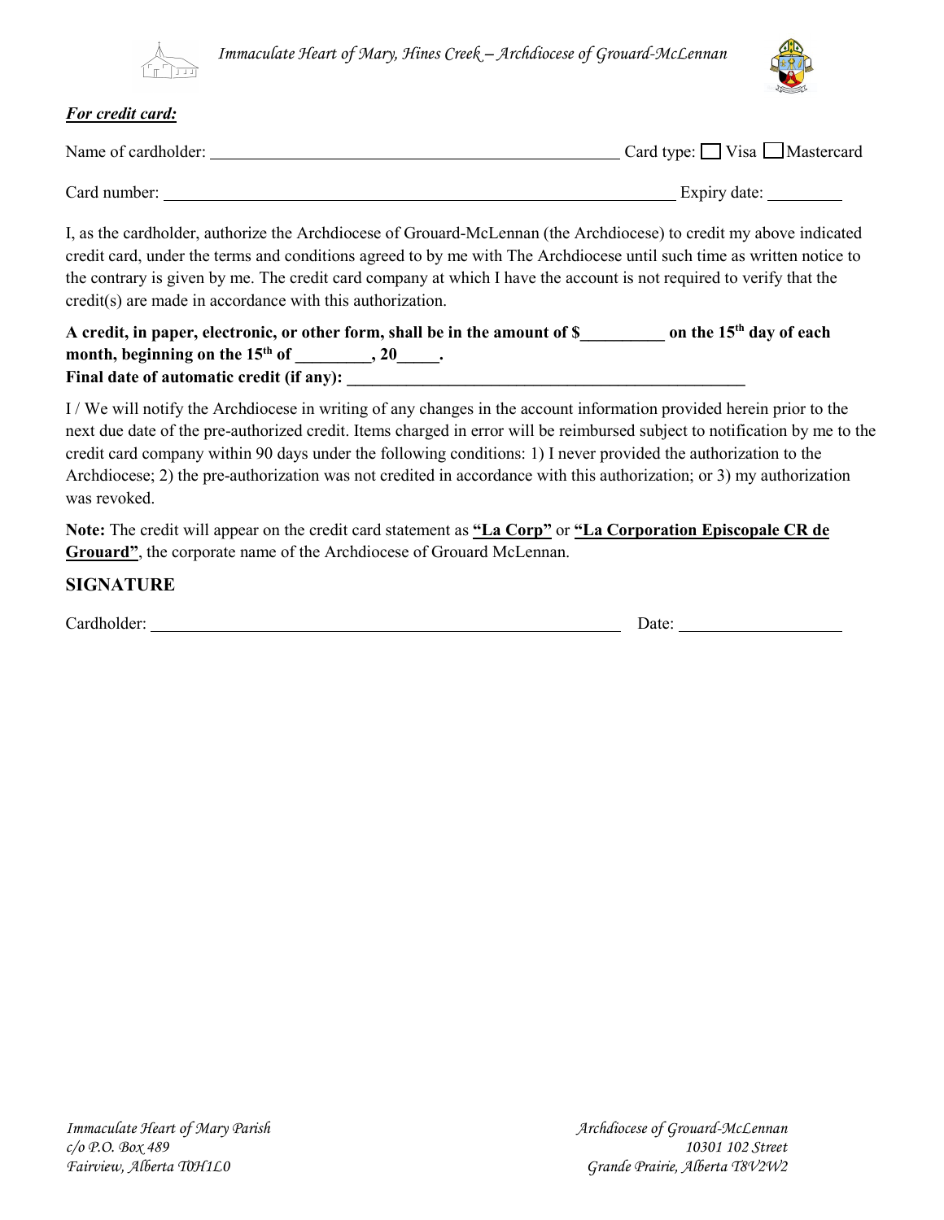***For credit card:***

Name of cardholder: ______________________________________________ Card type: ☐ Visa ☐ Mastercard

Card number: ___________________________________________________________ Expiry date: _________

I, as the cardholder, authorize the Archdiocese of Grouard-McLennan (the Archdiocese) to credit my above indicated credit card, under the terms and conditions agreed to by me with The Archdiocese until such time as written notice to the contrary is given by me. The credit card company at which I have the account is not required to verify that the credit(s) are made in accordance with this authorization.

**A credit, in paper, electronic, or other form, shall be in the amount of $__________ on the 15th day of each month, beginning on the 15th of _________, 20_____.**
**Final date of automatic credit (if any): _________________________________________________**

I / We will notify the Archdiocese in writing of any changes in the account information provided herein prior to the next due date of the pre-authorized credit. Items charged in error will be reimbursed subject to notification by me to the credit card company within 90 days under the following conditions: 1) I never provided the authorization to the Archdiocese; 2) the pre-authorization was not credited in accordance with this authorization; or 3) my authorization was revoked.

**Note:** The credit will appear on the credit card statement as **"La Corp"** or **"La Corporation Episcopale CR de Grouard"**, the corporate name of the Archdiocese of Grouard McLennan.

## SIGNATURE

Cardholder: _______________________________________________________ Date: ___________________

*Immaculate Heart of Mary Parish*
*c/o P.O. Box 489*
*Fairview, Alberta T0H1L0*

*Archdiocese of Grouard-McLennan*
*10301 102 Street*
*Grande Prairie, Alberta T8V2W2*